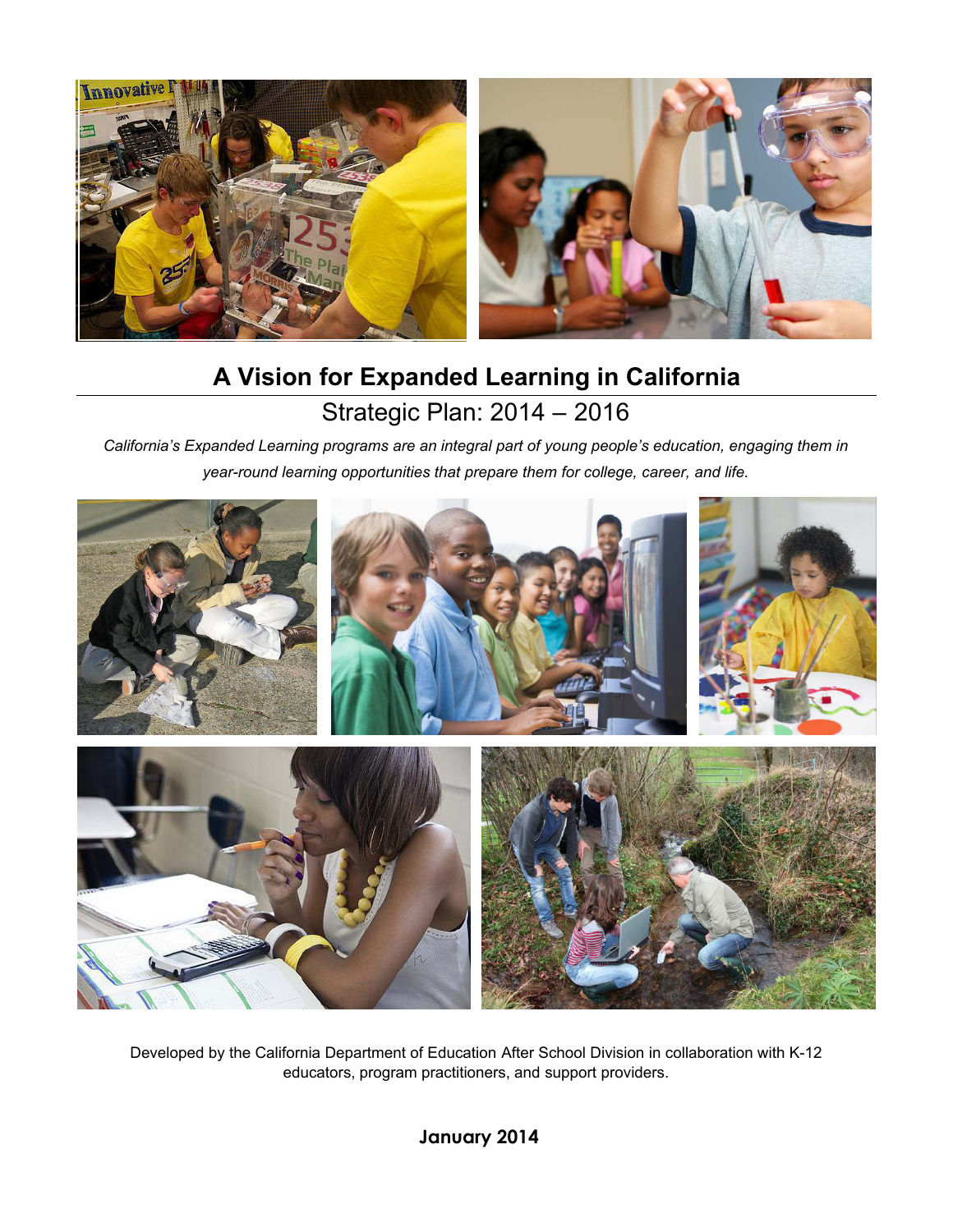# A Vision for Expanded Learning in California

## Strategic Plan: 2014 – 2016

*California's Expanded Learning programs are an integral part of young people's education, engaging them in year-round learning opportunities that prepare them for college, career, and life.*

Developed by the California Department of Education After School Division in collaboration with K-12 educators, program practitioners, and support providers.

**January 2014**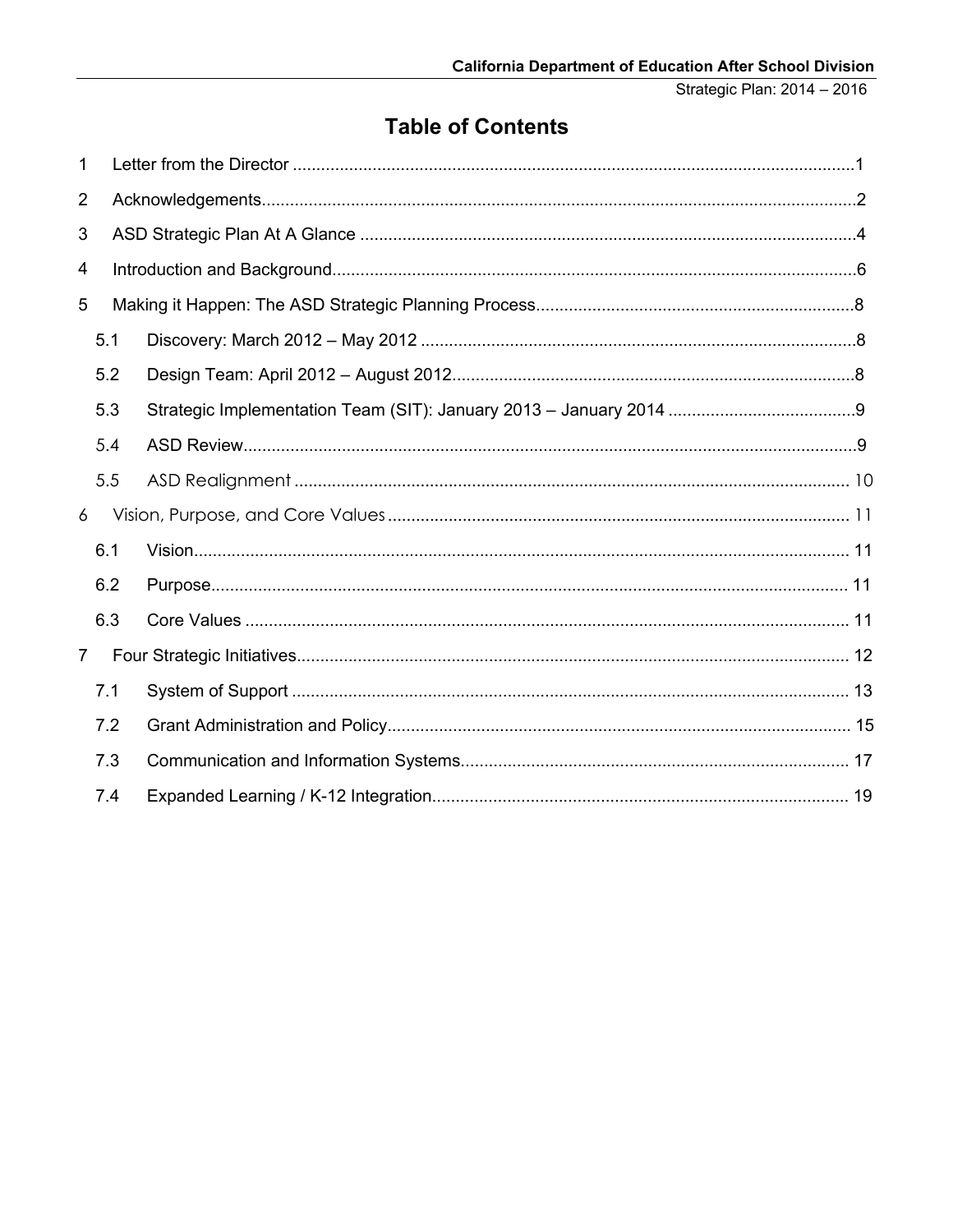# Table of Contents

1 Letter from the Director ....................................................................................................................1

2 Acknowledgements.............................................................................................................................2

3 ASD Strategic Plan At A Glance .........................................................................................................4

4 Introduction and Background...............................................................................................................6

5 Making it Happen: The ASD Strategic Planning Process...................................................................8

5.1 Discovery: March 2012 – May 2012 ..............................................................................................8

5.2 Design Team: April 2012 – August 2012......................................................................................8

5.3 Strategic Implementation Team (SIT): January 2013 – January 2014 ........................................9

5.4 ASD Review.......................................................................................................................................9

5.5 ASD Realignment ........................................................................................................................... 10

6 Vision, Purpose, and Core Values ..................................................................................................... 11

6.1 Vision................................................................................................................................................ 11

6.2 Purpose............................................................................................................................................ 11

6.3 Core Values ..................................................................................................................................... 11

7 Four Strategic Initiatives..................................................................................................................... 12

7.1 System of Support .......................................................................................................................... 13

7.2 Grant Administration and Policy................................................................................................... 15

7.3 Communication and Information Systems.................................................................................. 17

7.4 Expanded Learning / K-12 Integration......................................................................................... 19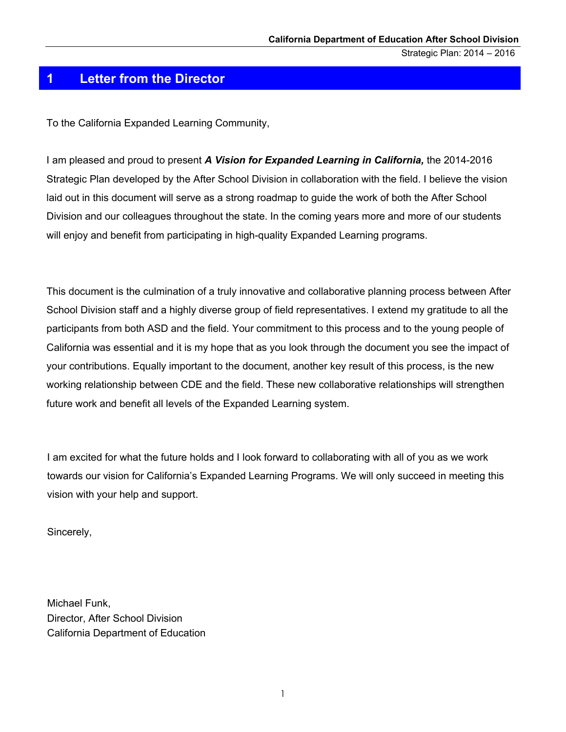# 1 Letter from the Director

To the California Expanded Learning Community,

I am pleased and proud to present ***A Vision for Expanded Learning in California,*** the 2014-2016 Strategic Plan developed by the After School Division in collaboration with the field. I believe the vision laid out in this document will serve as a strong roadmap to guide the work of both the After School Division and our colleagues throughout the state. In the coming years more and more of our students will enjoy and benefit from participating in high-quality Expanded Learning programs.

This document is the culmination of a truly innovative and collaborative planning process between After School Division staff and a highly diverse group of field representatives. I extend my gratitude to all the participants from both ASD and the field. Your commitment to this process and to the young people of California was essential and it is my hope that as you look through the document you see the impact of your contributions. Equally important to the document, another key result of this process, is the new working relationship between CDE and the field. These new collaborative relationships will strengthen future work and benefit all levels of the Expanded Learning system.

I am excited for what the future holds and I look forward to collaborating with all of you as we work towards our vision for California's Expanded Learning Programs. We will only succeed in meeting this vision with your help and support.

Sincerely,

Michael Funk,
Director, After School Division
California Department of Education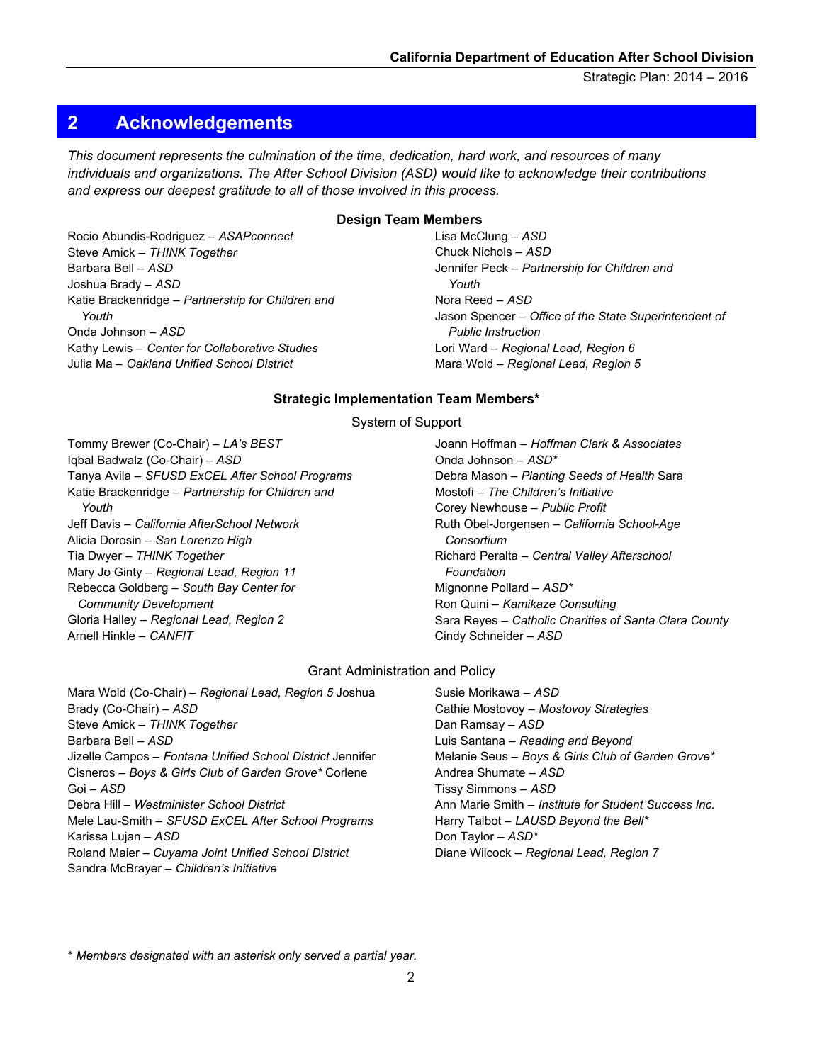## 2 Acknowledgements

*This document represents the culmination of the time, dedication, hard work, and resources of many individuals and organizations. The After School Division (ASD) would like to acknowledge their contributions and express our deepest gratitude to all of those involved in this process.*

**Design Team Members**

Rocio Abundis-Rodriguez – *ASAPconnect*
Steve Amick – *THINK Together*
Barbara Bell – *ASD*
Joshua Brady – *ASD*
Katie Brackenridge – *Partnership for Children and Youth*
Onda Johnson – *ASD*
Kathy Lewis – *Center for Collaborative Studies*
Julia Ma – *Oakland Unified School District*
Lisa McClung – *ASD*
Chuck Nichols – *ASD*
Jennifer Peck – *Partnership for Children and Youth*
Nora Reed – *ASD*
Jason Spencer – *Office of the State Superintendent of Public Instruction*
Lori Ward – *Regional Lead, Region 6*
Mara Wold – *Regional Lead, Region 5*

**Strategic Implementation Team Members***

System of Support

Tommy Brewer (Co-Chair) – *LA's BEST*
Iqbal Badwalz (Co-Chair) – *ASD*
Tanya Avila – *SFUSD ExCEL After School Programs*
Katie Brackenridge – *Partnership for Children and Youth*
Jeff Davis – *California AfterSchool Network*
Alicia Dorosin – *San Lorenzo High*
Tia Dwyer – *THINK Together*
Mary Jo Ginty – *Regional Lead, Region 11*
Rebecca Goldberg – *South Bay Center for Community Development*
Gloria Halley – *Regional Lead, Region 2*
Arnell Hinkle – *CANFIT*
Joann Hoffman – *Hoffman Clark & Associates*
Onda Johnson – *ASD**
Debra Mason – *Planting Seeds of Health*
Sara Mostofi – *The Children's Initiative*
Corey Newhouse – *Public Profit*
Ruth Obel-Jorgensen – *California School-Age Consortium*
Richard Peralta – *Central Valley Afterschool Foundation*
Mignonne Pollard – *ASD**
Ron Quini – *Kamikaze Consulting*
Sara Reyes – *Catholic Charities of Santa Clara County*
Cindy Schneider – *ASD*

Grant Administration and Policy

Mara Wold (Co-Chair) – *Regional Lead, Region 5*
Joshua Brady (Co-Chair) – *ASD*
Steve Amick – *THINK Together*
Barbara Bell – *ASD*
Jizelle Campos – *Fontana Unified School District*
Jennifer Cisneros – *Boys & Girls Club of Garden Grove**
Corlene Goi – *ASD*
Debra Hill – *Westminister School District*
Mele Lau-Smith – *SFUSD ExCEL After School Programs*
Karissa Lujan – *ASD*
Roland Maier – *Cuyama Joint Unified School District*
Sandra McBrayer – *Children's Initiative*
Susie Morikawa – *ASD*
Cathie Mostovoy – *Mostovoy Strategies*
Dan Ramsay – *ASD*
Luis Santana – *Reading and Beyond*
Melanie Seus – *Boys & Girls Club of Garden Grove**
Andrea Shumate – *ASD*
Tissy Simmons – *ASD*
Ann Marie Smith – *Institute for Student Success Inc.*
Harry Talbot – *LAUSD Beyond the Bell**
Don Taylor – *ASD**
Diane Wilcock – *Regional Lead, Region 7*

*\* Members designated with an asterisk only served a partial year.*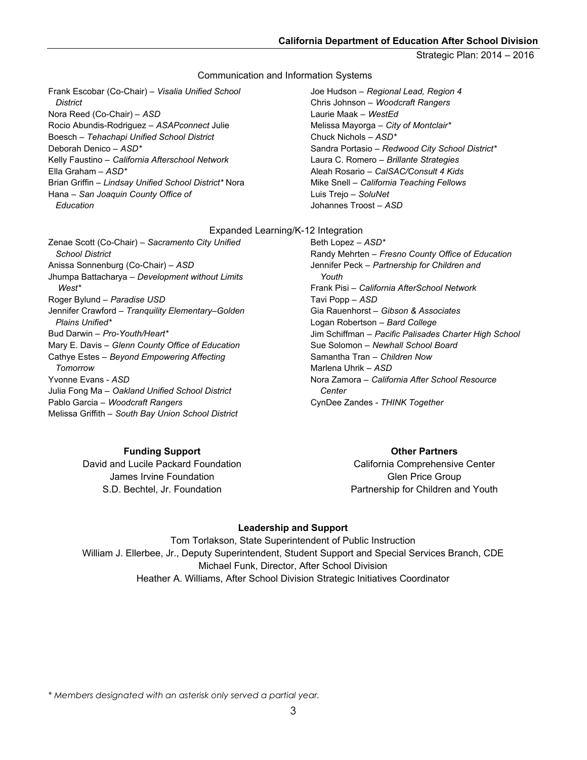### Communication and Information Systems

Frank Escobar (Co-Chair) – *Visalia Unified School District*
Nora Reed (Co-Chair) – *ASD*
Rocio Abundis-Rodriguez – *ASAPconnect*
Julie Boesch – *Tehachapi Unified School District*
Deborah Denico – *ASD**
Kelly Faustino – *California Afterschool Network*
Ella Graham – *ASD**
Brian Griffin – *Lindsay Unified School District**
Nora Hana – *San Joaquin County Office of Education*
Joe Hudson – *Regional Lead, Region 4*
Chris Johnson – *Woodcraft Rangers*
Laurie Maak – *WestEd*
Melissa Mayorga – *City of Montclair**
Chuck Nichols – *ASD**
Sandra Portasio – *Redwood City School District**
Laura C. Romero – *Brillante Strategies*
Aleah Rosario – *CalSAC/Consult 4 Kids*
Mike Snell – *California Teaching Fellows*
Luis Trejo – *SoluNet*
Johannes Troost – *ASD*

### Expanded Learning/K-12 Integration

Zenae Scott (Co-Chair) – *Sacramento City Unified School District*
Anissa Sonnenburg (Co-Chair) – *ASD*
Jhumpa Battacharya – *Development without Limits West**
Roger Bylund – *Paradise USD*
Jennifer Crawford – *Tranquility Elementary–Golden Plains Unified**
Bud Darwin – *Pro-Youth/Heart**
Mary E. Davis – *Glenn County Office of Education*
Cathye Estes – *Beyond Empowering Affecting Tomorrow*
Yvonne Evans - *ASD*
Julia Fong Ma – *Oakland Unified School District*
Pablo Garcia – *Woodcraft Rangers*
Melissa Griffith – *South Bay Union School District*
Beth Lopez – *ASD**
Randy Mehrten – *Fresno County Office of Education*
Jennifer Peck – *Partnership for Children and Youth*
Frank Pisi – *California AfterSchool Network*
Tavi Popp – *ASD*
Gia Rauenhorst – *Gibson & Associates*
Logan Robertson – *Bard College*
Jim Schiffman – *Pacific Palisades Charter High School*
Sue Solomon – *Newhall School Board*
Samantha Tran – *Children Now*
Marlena Uhrik – *ASD*
Nora Zamora – *California After School Resource Center*
CynDee Zandes - *THINK Together*

**Funding Support**

David and Lucile Packard Foundation
James Irvine Foundation
S.D. Bechtel, Jr. Foundation

**Other Partners**

California Comprehensive Center
Glen Price Group
Partnership for Children and Youth

**Leadership and Support**

Tom Torlakson, State Superintendent of Public Instruction
William J. Ellerbee, Jr., Deputy Superintendent, Student Support and Special Services Branch, CDE
Michael Funk, Director, After School Division
Heather A. Williams, After School Division Strategic Initiatives Coordinator

*\* Members designated with an asterisk only served a partial year.*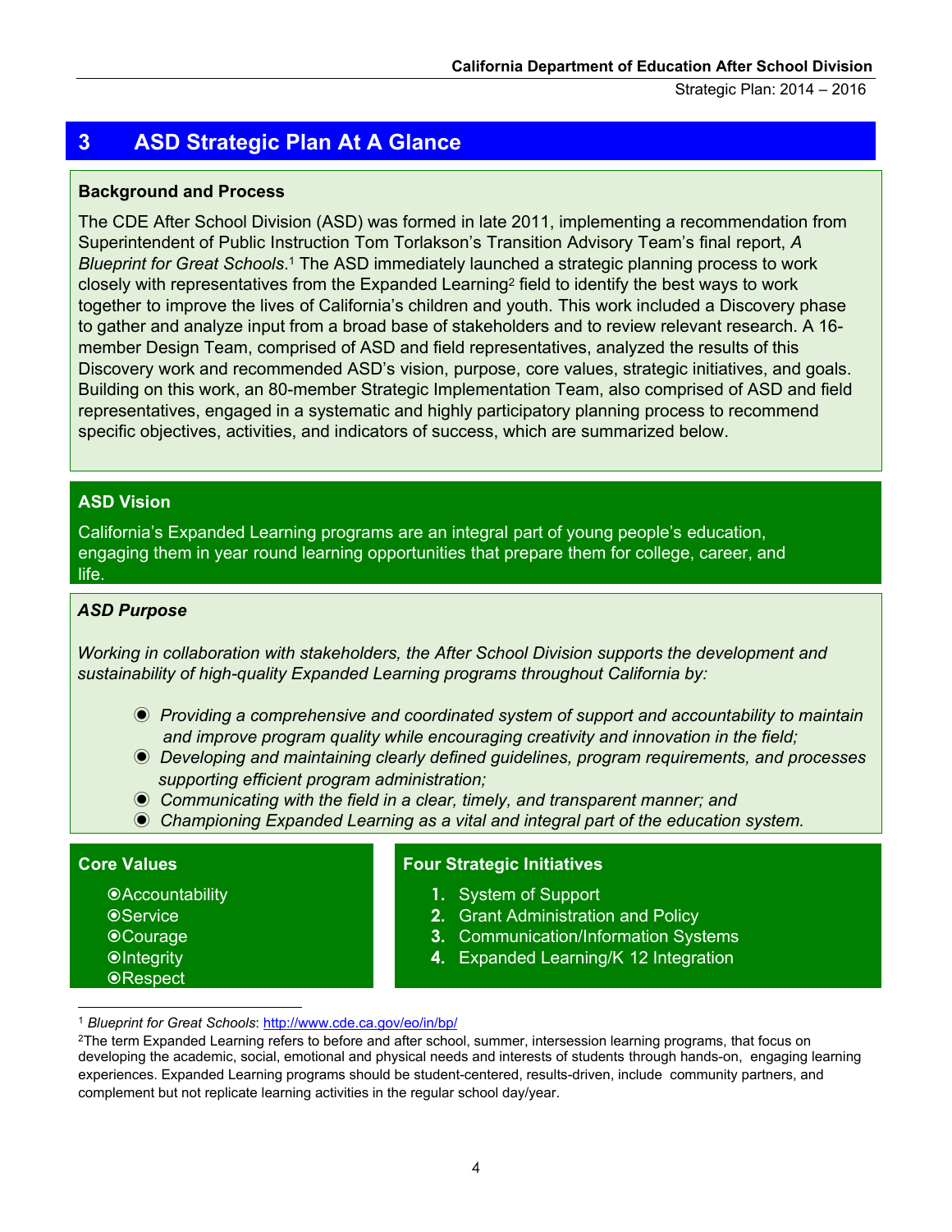# 3 ASD Strategic Plan At A Glance

**Background and Process**

The CDE After School Division (ASD) was formed in late 2011, implementing a recommendation from Superintendent of Public Instruction Tom Torlakson's Transition Advisory Team's final report, *A Blueprint for Great Schools*.[1] The ASD immediately launched a strategic planning process to work closely with representatives from the Expanded Learning[2] field to identify the best ways to work together to improve the lives of California's children and youth. This work included a Discovery phase to gather and analyze input from a broad base of stakeholders and to review relevant research. A 16-member Design Team, comprised of ASD and field representatives, analyzed the results of this Discovery work and recommended ASD's vision, purpose, core values, strategic initiatives, and goals. Building on this work, an 80-member Strategic Implementation Team, also comprised of ASD and field representatives, engaged in a systematic and highly participatory planning process to recommend specific objectives, activities, and indicators of success, which are summarized below.

**ASD Vision**

California's Expanded Learning programs are an integral part of young people's education, engaging them in year round learning opportunities that prepare them for college, career, and life.

***ASD Purpose***

*Working in collaboration with stakeholders, the After School Division supports the development and sustainability of high-quality Expanded Learning programs throughout California by:*

- *Providing a comprehensive and coordinated system of support and accountability to maintain and improve program quality while encouraging creativity and innovation in the field;*
- *Developing and maintaining clearly defined guidelines, program requirements, and processes supporting efficient program administration;*
- *Communicating with the field in a clear, timely, and transparent manner; and*
- *Championing Expanded Learning as a vital and integral part of the education system.*

**Core Values**

- Accountability
- Service
- Courage
- Integrity
- Respect

**Four Strategic Initiatives**

1. System of Support
2. Grant Administration and Policy
3. Communication/Information Systems
4. Expanded Learning/K 12 Integration

---

[1] *Blueprint for Great Schools*: http://www.cde.ca.gov/eo/in/bp/

[2] The term Expanded Learning refers to before and after school, summer, intersession learning programs, that focus on developing the academic, social, emotional and physical needs and interests of students through hands-on, engaging learning experiences. Expanded Learning programs should be student-centered, results-driven, include community partners, and complement but not replicate learning activities in the regular school day/year.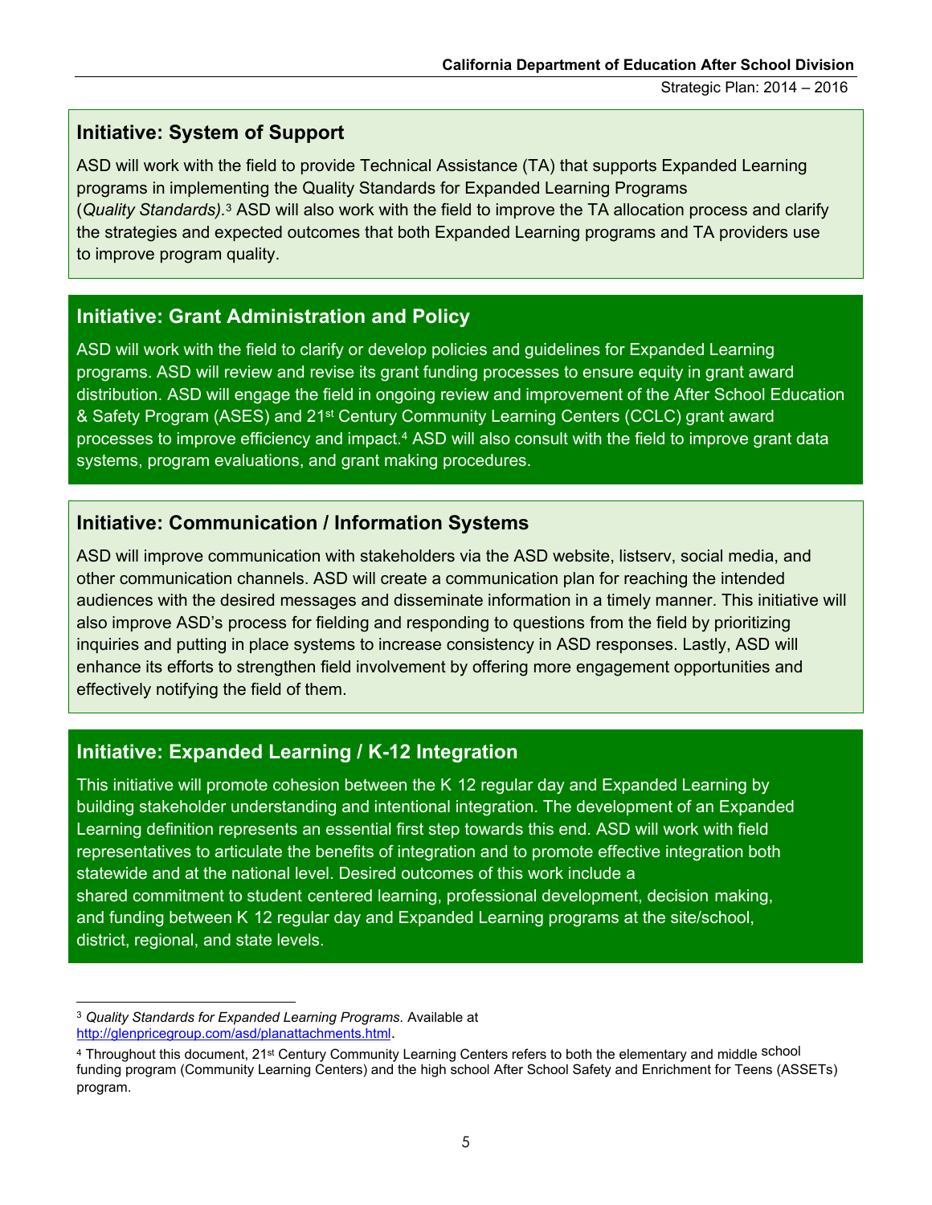## Initiative: System of Support

ASD will work with the field to provide Technical Assistance (TA) that supports Expanded Learning programs in implementing the Quality Standards for Expanded Learning Programs (*Quality Standards).*[3] ASD will also work with the field to improve the TA allocation process and clarify the strategies and expected outcomes that both Expanded Learning programs and TA providers use to improve program quality.

## Initiative: Grant Administration and Policy

ASD will work with the field to clarify or develop policies and guidelines for Expanded Learning programs. ASD will review and revise its grant funding processes to ensure equity in grant award distribution. ASD will engage the field in ongoing review and improvement of the After School Education & Safety Program (ASES) and 21st Century Community Learning Centers (CCLC) grant award processes to improve efficiency and impact.[4] ASD will also consult with the field to improve grant data systems, program evaluations, and grant making procedures.

## Initiative: Communication / Information Systems

ASD will improve communication with stakeholders via the ASD website, listserv, social media, and other communication channels. ASD will create a communication plan for reaching the intended audiences with the desired messages and disseminate information in a timely manner. This initiative will also improve ASD's process for fielding and responding to questions from the field by prioritizing inquiries and putting in place systems to increase consistency in ASD responses. Lastly, ASD will enhance its efforts to strengthen field involvement by offering more engagement opportunities and effectively notifying the field of them.

## Initiative: Expanded Learning / K-12 Integration

This initiative will promote cohesion between the K 12 regular day and Expanded Learning by building stakeholder understanding and intentional integration. The development of an Expanded Learning definition represents an essential first step towards this end. ASD will work with field representatives to articulate the benefits of integration and to promote effective integration both statewide and at the national level. Desired outcomes of this work include a shared commitment to student centered learning, professional development, decision making, and funding between K 12 regular day and Expanded Learning programs at the site/school, district, regional, and state levels.

---

[3] *Quality Standards for Expanded Learning Programs*. Available at http://glenpricegroup.com/asd/planattachments.html.

[4] Throughout this document, 21st Century Community Learning Centers refers to both the elementary and middle school funding program (Community Learning Centers) and the high school After School Safety and Enrichment for Teens (ASSETs) program.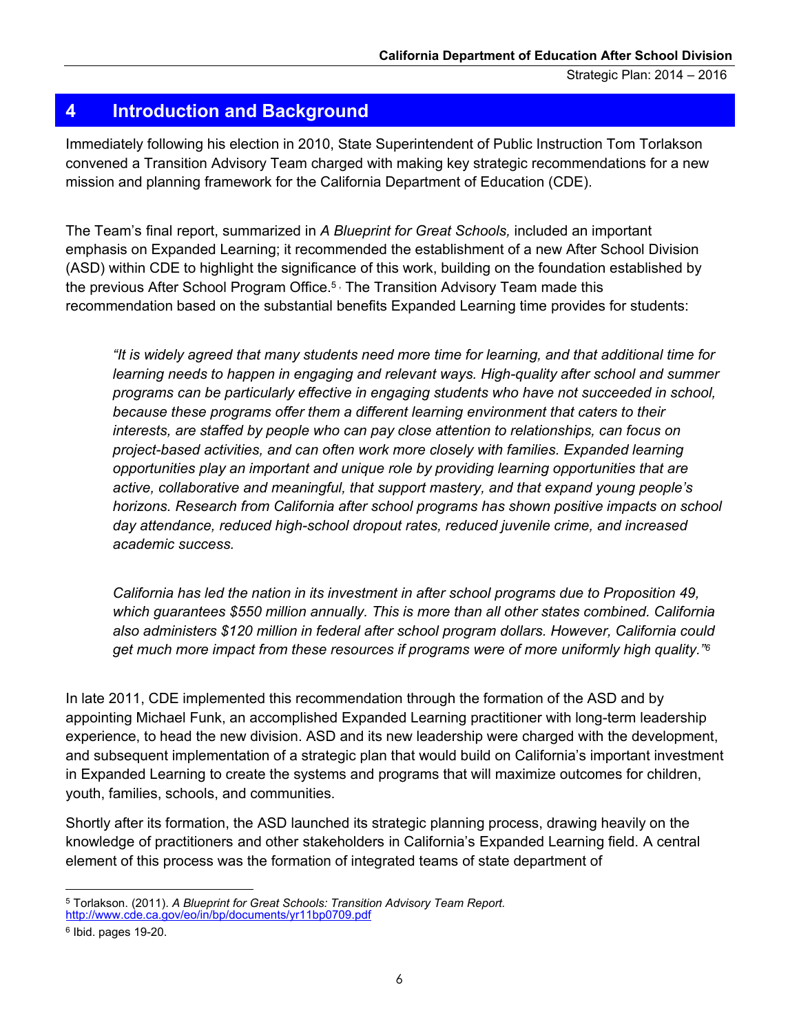## 4 Introduction and Background

Immediately following his election in 2010, State Superintendent of Public Instruction Tom Torlakson convened a Transition Advisory Team charged with making key strategic recommendations for a new mission and planning framework for the California Department of Education (CDE).

The Team's final report, summarized in *A Blueprint for Great Schools,* included an important emphasis on Expanded Learning; it recommended the establishment of a new After School Division (ASD) within CDE to highlight the significance of this work, building on the foundation established by the previous After School Program Office.[5] The Transition Advisory Team made this recommendation based on the substantial benefits Expanded Learning time provides for students:

> *"It is widely agreed that many students need more time for learning, and that additional time for learning needs to happen in engaging and relevant ways. High-quality after school and summer programs can be particularly effective in engaging students who have not succeeded in school, because these programs offer them a different learning environment that caters to their interests, are staffed by people who can pay close attention to relationships, can focus on project-based activities, and can often work more closely with families. Expanded learning opportunities play an important and unique role by providing learning opportunities that are active, collaborative and meaningful, that support mastery, and that expand young people's horizons. Research from California after school programs has shown positive impacts on school day attendance, reduced high-school dropout rates, reduced juvenile crime, and increased academic success.*
>
> *California has led the nation in its investment in after school programs due to Proposition 49, which guarantees $550 million annually. This is more than all other states combined. California also administers $120 million in federal after school program dollars. However, California could get much more impact from these resources if programs were of more uniformly high quality."*[6]

In late 2011, CDE implemented this recommendation through the formation of the ASD and by appointing Michael Funk, an accomplished Expanded Learning practitioner with long-term leadership experience, to head the new division. ASD and its new leadership were charged with the development, and subsequent implementation of a strategic plan that would build on California's important investment in Expanded Learning to create the systems and programs that will maximize outcomes for children, youth, families, schools, and communities.

Shortly after its formation, the ASD launched its strategic planning process, drawing heavily on the knowledge of practitioners and other stakeholders in California's Expanded Learning field. A central element of this process was the formation of integrated teams of state department of

---

[5] Torlakson. (2011). *A Blueprint for Great Schools: Transition Advisory Team Report.* http://www.cde.ca.gov/eo/in/bp/documents/yr11bp0709.pdf

[6] Ibid. pages 19-20.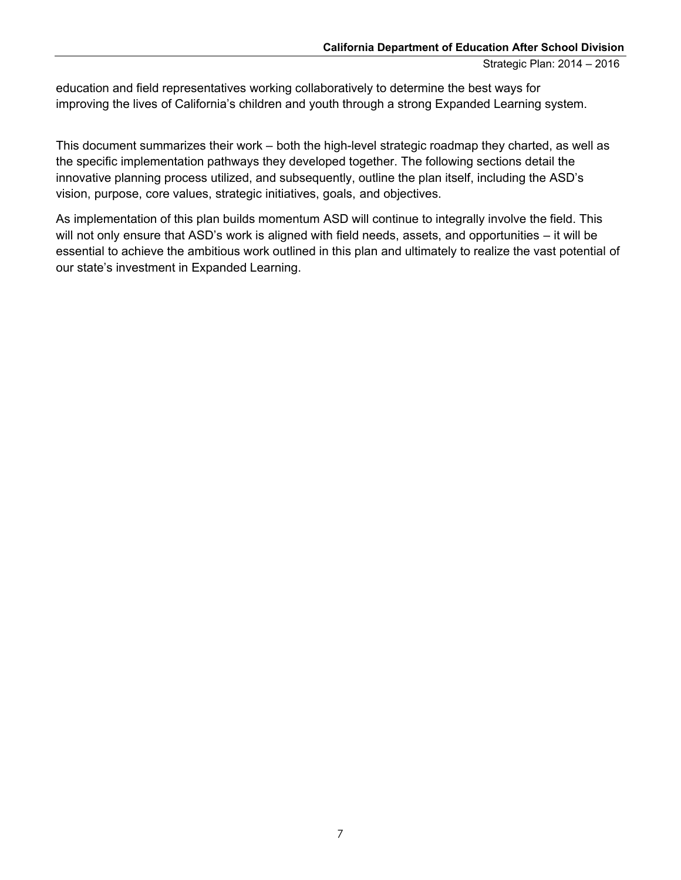education and field representatives working collaboratively to determine the best ways for improving the lives of California's children and youth through a strong Expanded Learning system.

This document summarizes their work – both the high-level strategic roadmap they charted, as well as the specific implementation pathways they developed together. The following sections detail the innovative planning process utilized, and subsequently, outline the plan itself, including the ASD's vision, purpose, core values, strategic initiatives, goals, and objectives.

As implementation of this plan builds momentum ASD will continue to integrally involve the field. This will not only ensure that ASD's work is aligned with field needs, assets, and opportunities – it will be essential to achieve the ambitious work outlined in this plan and ultimately to realize the vast potential of our state's investment in Expanded Learning.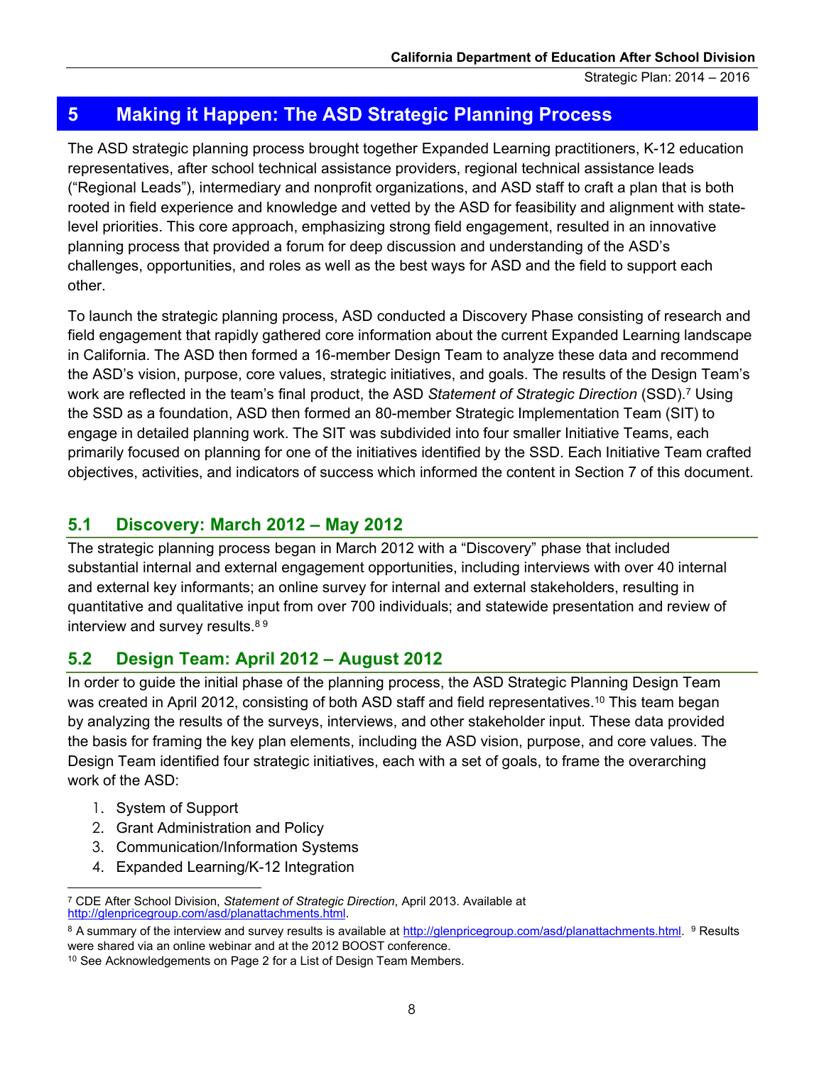## 5 Making it Happen: The ASD Strategic Planning Process

The ASD strategic planning process brought together Expanded Learning practitioners, K-12 education representatives, after school technical assistance providers, regional technical assistance leads ("Regional Leads"), intermediary and nonprofit organizations, and ASD staff to craft a plan that is both rooted in field experience and knowledge and vetted by the ASD for feasibility and alignment with state-level priorities. This core approach, emphasizing strong field engagement, resulted in an innovative planning process that provided a forum for deep discussion and understanding of the ASD's challenges, opportunities, and roles as well as the best ways for ASD and the field to support each other.

To launch the strategic planning process, ASD conducted a Discovery Phase consisting of research and field engagement that rapidly gathered core information about the current Expanded Learning landscape in California. The ASD then formed a 16-member Design Team to analyze these data and recommend the ASD's vision, purpose, core values, strategic initiatives, and goals. The results of the Design Team's work are reflected in the team's final product, the ASD *Statement of Strategic Direction* (SSD).[7] Using the SSD as a foundation, ASD then formed an 80-member Strategic Implementation Team (SIT) to engage in detailed planning work. The SIT was subdivided into four smaller Initiative Teams, each primarily focused on planning for one of the initiatives identified by the SSD. Each Initiative Team crafted objectives, activities, and indicators of success which informed the content in Section 7 of this document.

### 5.1 Discovery: March 2012 – May 2012

The strategic planning process began in March 2012 with a "Discovery" phase that included substantial internal and external engagement opportunities, including interviews with over 40 internal and external key informants; an online survey for internal and external stakeholders, resulting in quantitative and qualitative input from over 700 individuals; and statewide presentation and review of interview and survey results.[8] [9]

### 5.2 Design Team: April 2012 – August 2012

In order to guide the initial phase of the planning process, the ASD Strategic Planning Design Team was created in April 2012, consisting of both ASD staff and field representatives.[10] This team began by analyzing the results of the surveys, interviews, and other stakeholder input. These data provided the basis for framing the key plan elements, including the ASD vision, purpose, and core values. The Design Team identified four strategic initiatives, each with a set of goals, to frame the overarching work of the ASD:

1. System of Support
2. Grant Administration and Policy
3. Communication/Information Systems
4. Expanded Learning/K-12 Integration

---

[7] CDE After School Division, *Statement of Strategic Direction*, April 2013. Available at http://glenpricegroup.com/asd/planattachments.html.

[8] A summary of the interview and survey results is available at http://glenpricegroup.com/asd/planattachments.html. [9] Results were shared via an online webinar and at the 2012 BOOST conference.

[10] See Acknowledgements on Page 2 for a List of Design Team Members.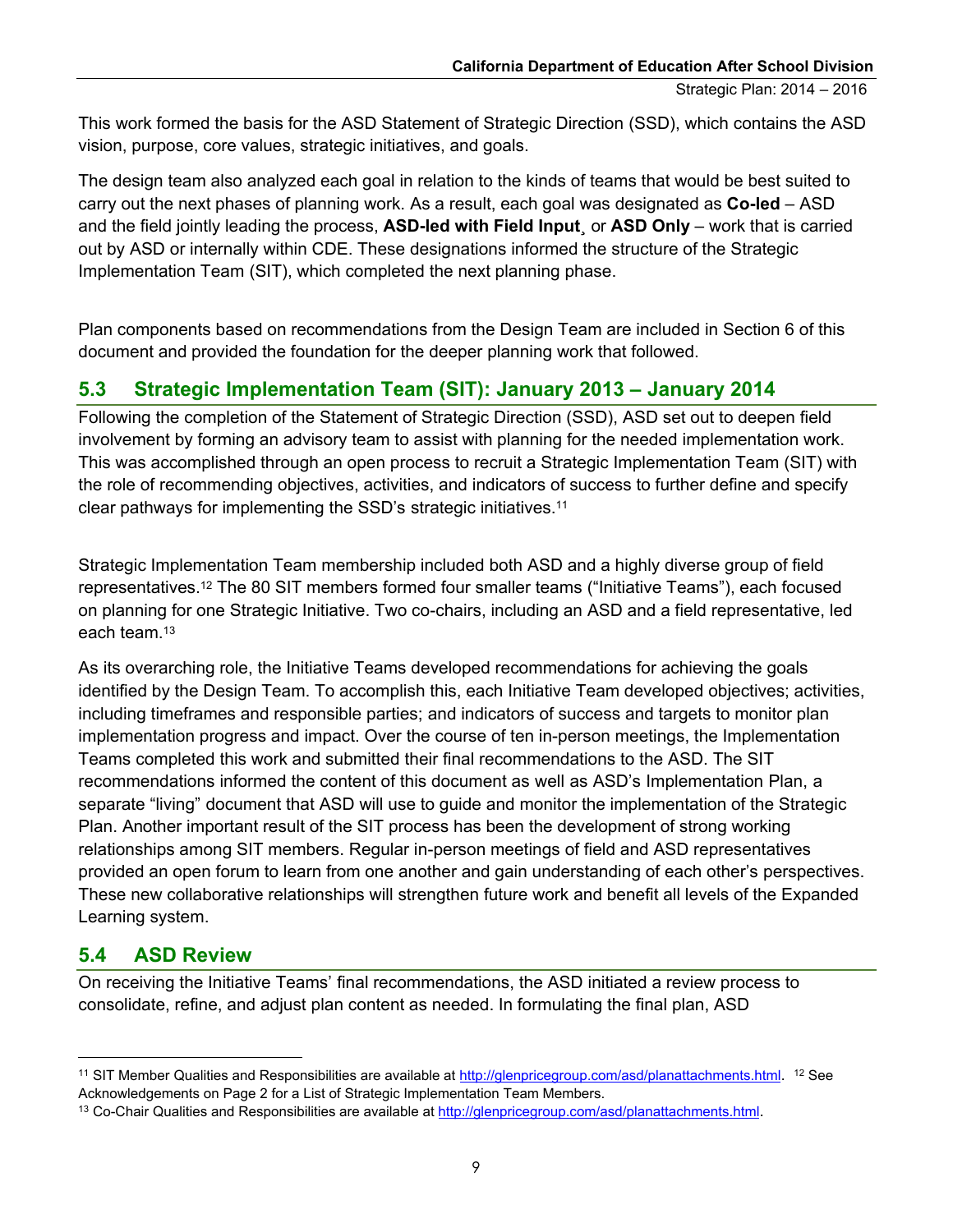This work formed the basis for the ASD Statement of Strategic Direction (SSD), which contains the ASD vision, purpose, core values, strategic initiatives, and goals.

The design team also analyzed each goal in relation to the kinds of teams that would be best suited to carry out the next phases of planning work. As a result, each goal was designated as **Co-led** – ASD and the field jointly leading the process, **ASD-led with Field Input**¸ or **ASD Only** – work that is carried out by ASD or internally within CDE. These designations informed the structure of the Strategic Implementation Team (SIT), which completed the next planning phase.

Plan components based on recommendations from the Design Team are included in Section 6 of this document and provided the foundation for the deeper planning work that followed.

## 5.3 Strategic Implementation Team (SIT): January 2013 – January 2014

Following the completion of the Statement of Strategic Direction (SSD), ASD set out to deepen field involvement by forming an advisory team to assist with planning for the needed implementation work. This was accomplished through an open process to recruit a Strategic Implementation Team (SIT) with the role of recommending objectives, activities, and indicators of success to further define and specify clear pathways for implementing the SSD's strategic initiatives.[11]

Strategic Implementation Team membership included both ASD and a highly diverse group of field representatives.[12] The 80 SIT members formed four smaller teams ("Initiative Teams"), each focused on planning for one Strategic Initiative. Two co-chairs, including an ASD and a field representative, led each team.[13]

As its overarching role, the Initiative Teams developed recommendations for achieving the goals identified by the Design Team. To accomplish this, each Initiative Team developed objectives; activities, including timeframes and responsible parties; and indicators of success and targets to monitor plan implementation progress and impact. Over the course of ten in-person meetings, the Implementation Teams completed this work and submitted their final recommendations to the ASD. The SIT recommendations informed the content of this document as well as ASD's Implementation Plan, a separate "living" document that ASD will use to guide and monitor the implementation of the Strategic Plan. Another important result of the SIT process has been the development of strong working relationships among SIT members. Regular in-person meetings of field and ASD representatives provided an open forum to learn from one another and gain understanding of each other's perspectives. These new collaborative relationships will strengthen future work and benefit all levels of the Expanded Learning system.

## 5.4 ASD Review

On receiving the Initiative Teams' final recommendations, the ASD initiated a review process to consolidate, refine, and adjust plan content as needed. In formulating the final plan, ASD

---

[11] SIT Member Qualities and Responsibilities are available at http://glenpricegroup.com/asd/planattachments.html. [12] See Acknowledgements on Page 2 for a List of Strategic Implementation Team Members.

[13] Co-Chair Qualities and Responsibilities are available at http://glenpricegroup.com/asd/planattachments.html.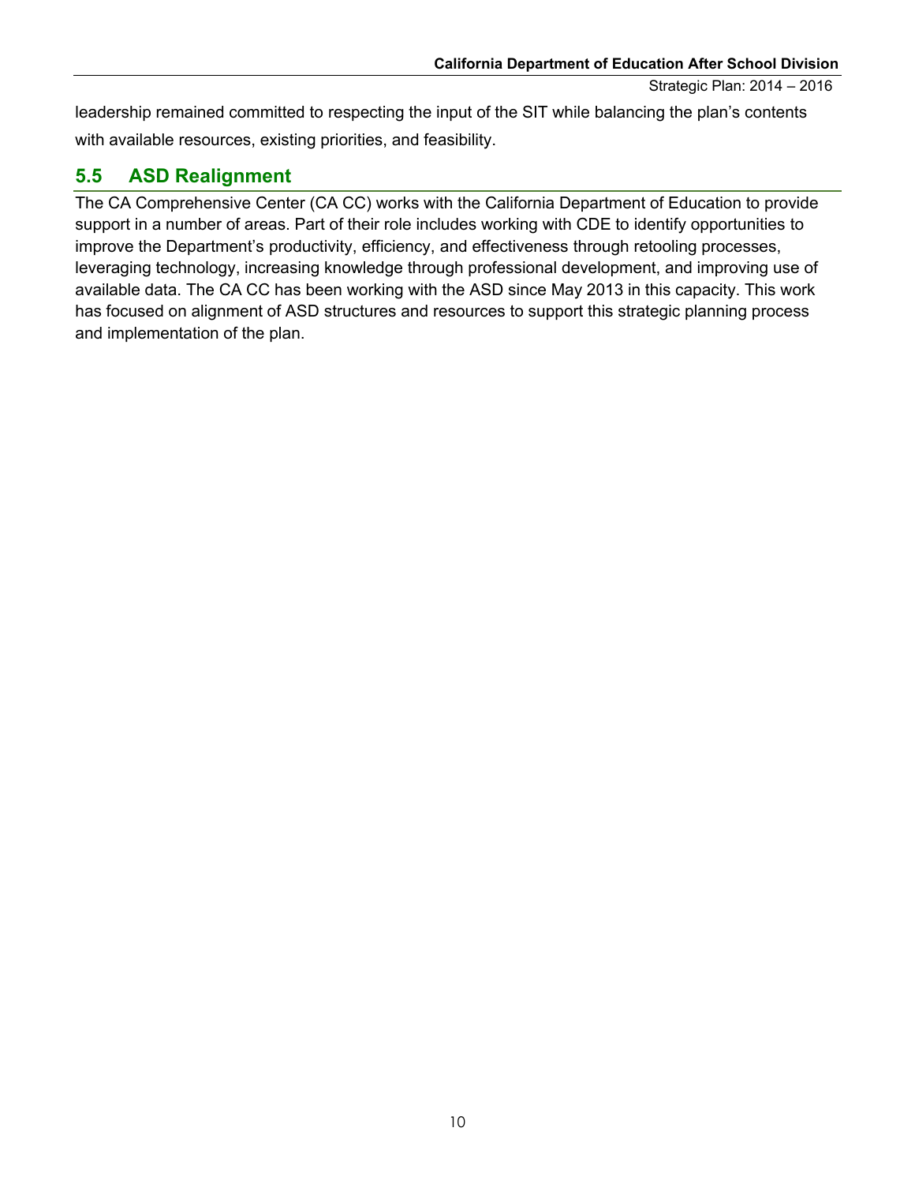leadership remained committed to respecting the input of the SIT while balancing the plan's contents with available resources, existing priorities, and feasibility.

## 5.5 ASD Realignment

The CA Comprehensive Center (CA CC) works with the California Department of Education to provide support in a number of areas. Part of their role includes working with CDE to identify opportunities to improve the Department's productivity, efficiency, and effectiveness through retooling processes, leveraging technology, increasing knowledge through professional development, and improving use of available data. The CA CC has been working with the ASD since May 2013 in this capacity. This work has focused on alignment of ASD structures and resources to support this strategic planning process and implementation of the plan.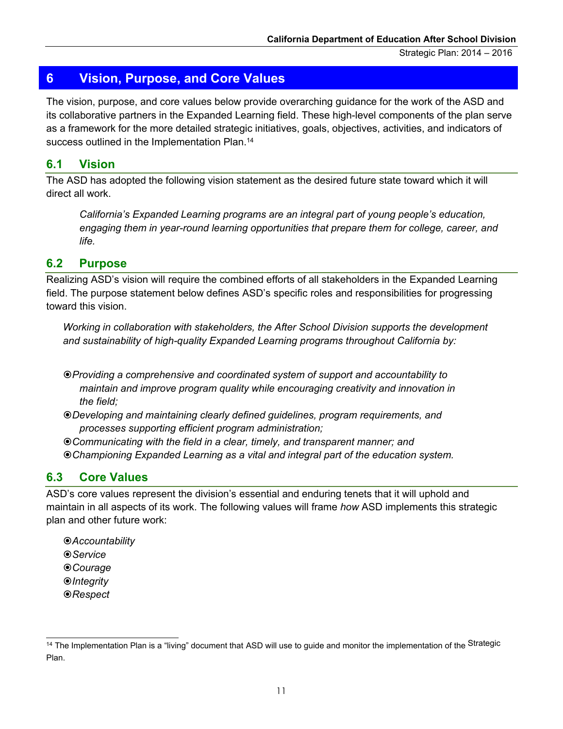## 6 Vision, Purpose, and Core Values

The vision, purpose, and core values below provide overarching guidance for the work of the ASD and its collaborative partners in the Expanded Learning field. These high-level components of the plan serve as a framework for the more detailed strategic initiatives, goals, objectives, activities, and indicators of success outlined in the Implementation Plan.[14]

### 6.1 Vision

The ASD has adopted the following vision statement as the desired future state toward which it will direct all work.

> *California's Expanded Learning programs are an integral part of young people's education, engaging them in year-round learning opportunities that prepare them for college, career, and life.*

### 6.2 Purpose

Realizing ASD's vision will require the combined efforts of all stakeholders in the Expanded Learning field. The purpose statement below defines ASD's specific roles and responsibilities for progressing toward this vision.

*Working in collaboration with stakeholders, the After School Division supports the development and sustainability of high-quality Expanded Learning programs throughout California by:*

- *Providing a comprehensive and coordinated system of support and accountability to maintain and improve program quality while encouraging creativity and innovation in the field;*
- *Developing and maintaining clearly defined guidelines, program requirements, and processes supporting efficient program administration;*
- *Communicating with the field in a clear, timely, and transparent manner; and*
- *Championing Expanded Learning as a vital and integral part of the education system.*

### 6.3 Core Values

ASD's core values represent the division's essential and enduring tenets that it will uphold and maintain in all aspects of its work. The following values will frame *how* ASD implements this strategic plan and other future work:

- *Accountability*
- *Service*
- *Courage*
- *Integrity*
- *Respect*

---

[14] The Implementation Plan is a "living" document that ASD will use to guide and monitor the implementation of the Strategic Plan.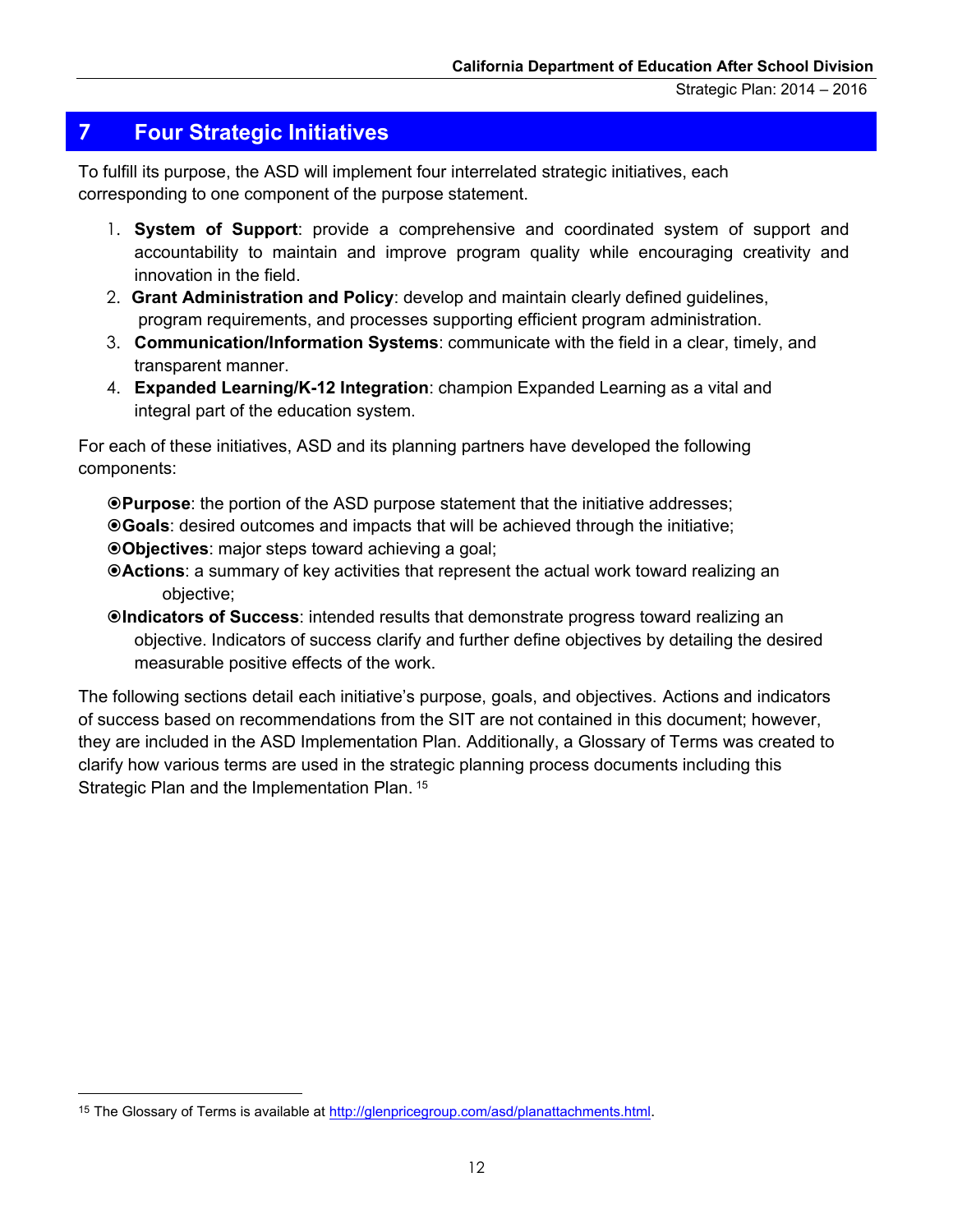# 7 Four Strategic Initiatives

To fulfill its purpose, the ASD will implement four interrelated strategic initiatives, each corresponding to one component of the purpose statement.

1. **System of Support**: provide a comprehensive and coordinated system of support and accountability to maintain and improve program quality while encouraging creativity and innovation in the field.
2. **Grant Administration and Policy**: develop and maintain clearly defined guidelines, program requirements, and processes supporting efficient program administration.
3. **Communication/Information Systems**: communicate with the field in a clear, timely, and transparent manner.
4. **Expanded Learning/K-12 Integration**: champion Expanded Learning as a vital and integral part of the education system.

For each of these initiatives, ASD and its planning partners have developed the following components:

- **Purpose**: the portion of the ASD purpose statement that the initiative addresses;
- **Goals**: desired outcomes and impacts that will be achieved through the initiative;
- **Objectives**: major steps toward achieving a goal;
- **Actions**: a summary of key activities that represent the actual work toward realizing an objective;
- **Indicators of Success**: intended results that demonstrate progress toward realizing an objective. Indicators of success clarify and further define objectives by detailing the desired measurable positive effects of the work.

The following sections detail each initiative's purpose, goals, and objectives. Actions and indicators of success based on recommendations from the SIT are not contained in this document; however, they are included in the ASD Implementation Plan. Additionally, a Glossary of Terms was created to clarify how various terms are used in the strategic planning process documents including this Strategic Plan and the Implementation Plan.[15]

[15] The Glossary of Terms is available at http://glenpricegroup.com/asd/planattachments.html.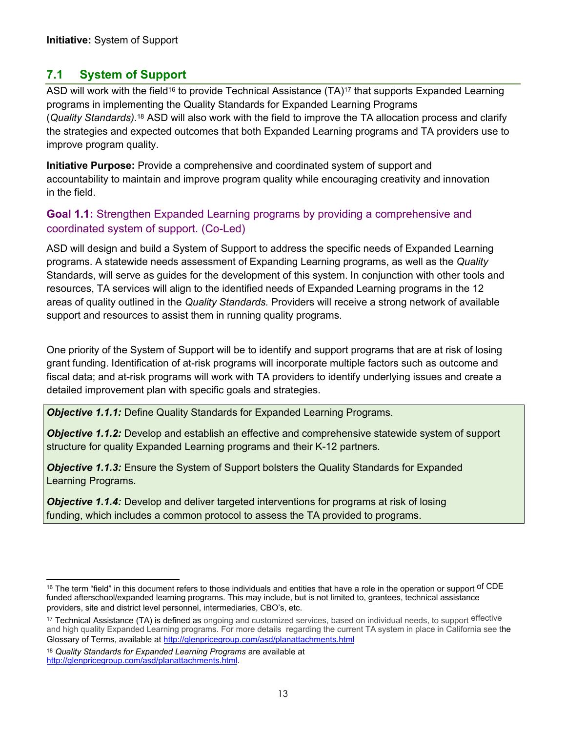**Initiative:** System of Support

## 7.1 System of Support

ASD will work with the field[16] to provide Technical Assistance (TA)[17] that supports Expanded Learning programs in implementing the Quality Standards for Expanded Learning Programs (*Quality Standards).*[18] ASD will also work with the field to improve the TA allocation process and clarify the strategies and expected outcomes that both Expanded Learning programs and TA providers use to improve program quality.

**Initiative Purpose:** Provide a comprehensive and coordinated system of support and accountability to maintain and improve program quality while encouraging creativity and innovation in the field.

### Goal 1.1: Strengthen Expanded Learning programs by providing a comprehensive and coordinated system of support. (Co-Led)

ASD will design and build a System of Support to address the specific needs of Expanded Learning programs. A statewide needs assessment of Expanding Learning programs, as well as the *Quality* Standards, will serve as guides for the development of this system. In conjunction with other tools and resources, TA services will align to the identified needs of Expanded Learning programs in the 12 areas of quality outlined in the *Quality Standards.* Providers will receive a strong network of available support and resources to assist them in running quality programs.

One priority of the System of Support will be to identify and support programs that are at risk of losing grant funding. Identification of at-risk programs will incorporate multiple factors such as outcome and fiscal data; and at-risk programs will work with TA providers to identify underlying issues and create a detailed improvement plan with specific goals and strategies.

***Objective 1.1.1:*** Define Quality Standards for Expanded Learning Programs.

***Objective 1.1.2:*** Develop and establish an effective and comprehensive statewide system of support structure for quality Expanded Learning programs and their K-12 partners.

***Objective 1.1.3:*** Ensure the System of Support bolsters the Quality Standards for Expanded Learning Programs.

***Objective 1.1.4:*** Develop and deliver targeted interventions for programs at risk of losing funding, which includes a common protocol to assess the TA provided to programs.

---

[16] The term "field" in this document refers to those individuals and entities that have a role in the operation or support of CDE funded afterschool/expanded learning programs. This may include, but is not limited to, grantees, technical assistance providers, site and district level personnel, intermediaries, CBO's, etc.

[17] Technical Assistance (TA) is defined as ongoing and customized services, based on individual needs, to support effective and high quality Expanded Learning programs. For more details regarding the current TA system in place in California see the Glossary of Terms, available at http://glenpricegroup.com/asd/planattachments.html

[18] *Quality Standards for Expanded Learning Programs* are available at http://glenpricegroup.com/asd/planattachments.html.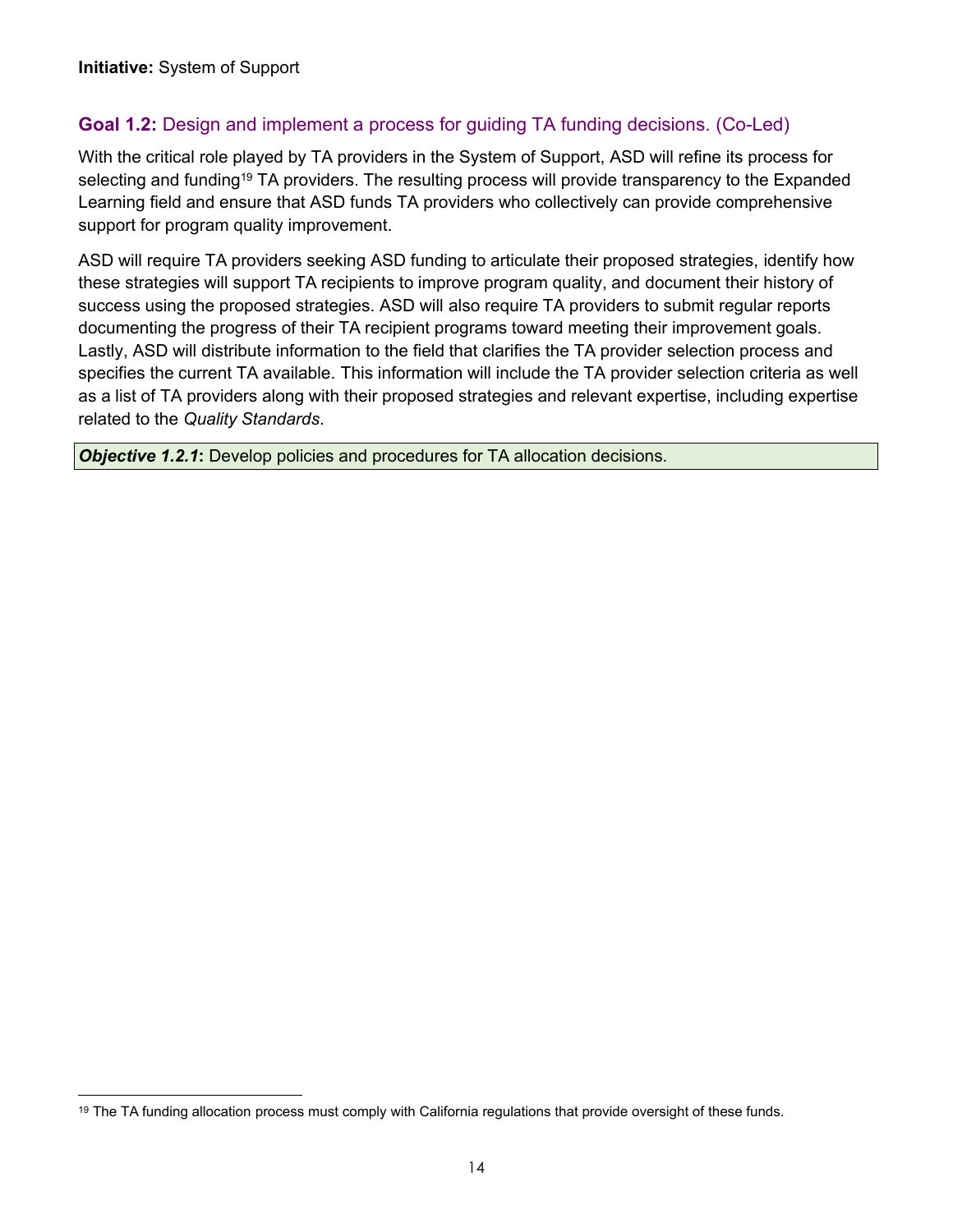**Initiative:** System of Support

## Goal 1.2: Design and implement a process for guiding TA funding decisions. (Co-Led)

With the critical role played by TA providers in the System of Support, ASD will refine its process for selecting and funding[19] TA providers. The resulting process will provide transparency to the Expanded Learning field and ensure that ASD funds TA providers who collectively can provide comprehensive support for program quality improvement.

ASD will require TA providers seeking ASD funding to articulate their proposed strategies, identify how these strategies will support TA recipients to improve program quality, and document their history of success using the proposed strategies. ASD will also require TA providers to submit regular reports documenting the progress of their TA recipient programs toward meeting their improvement goals. Lastly, ASD will distribute information to the field that clarifies the TA provider selection process and specifies the current TA available. This information will include the TA provider selection criteria as well as a list of TA providers along with their proposed strategies and relevant expertise, including expertise related to the *Quality Standards*.

***Objective 1.2.1*:** Develop policies and procedures for TA allocation decisions.

[19] The TA funding allocation process must comply with California regulations that provide oversight of these funds.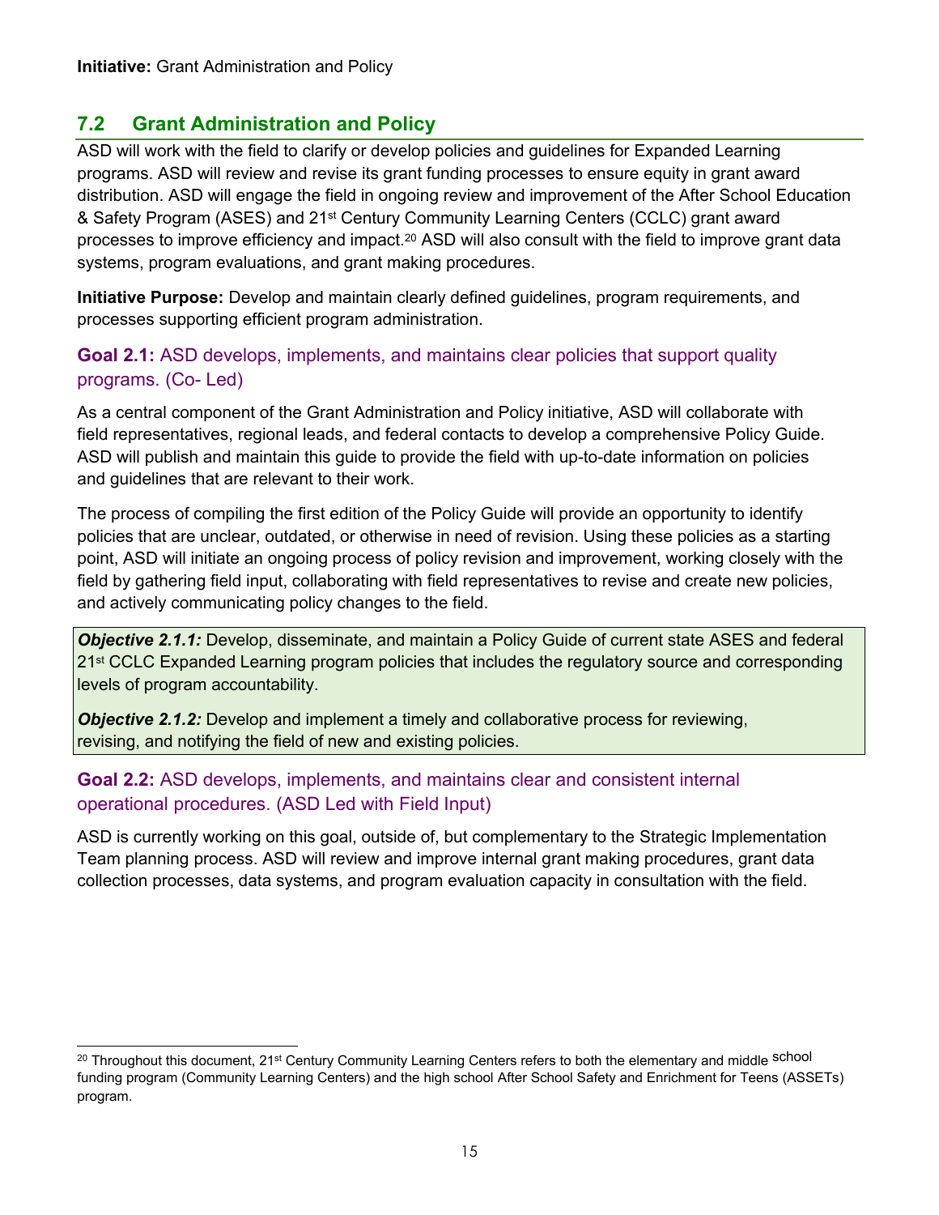**Initiative:** Grant Administration and Policy

## 7.2 Grant Administration and Policy

ASD will work with the field to clarify or develop policies and guidelines for Expanded Learning programs. ASD will review and revise its grant funding processes to ensure equity in grant award distribution. ASD will engage the field in ongoing review and improvement of the After School Education & Safety Program (ASES) and 21st Century Community Learning Centers (CCLC) grant award processes to improve efficiency and impact.[20] ASD will also consult with the field to improve grant data systems, program evaluations, and grant making procedures.

**Initiative Purpose:** Develop and maintain clearly defined guidelines, program requirements, and processes supporting efficient program administration.

### **Goal 2.1:** ASD develops, implements, and maintains clear policies that support quality programs. (Co- Led)

As a central component of the Grant Administration and Policy initiative, ASD will collaborate with field representatives, regional leads, and federal contacts to develop a comprehensive Policy Guide. ASD will publish and maintain this guide to provide the field with up-to-date information on policies and guidelines that are relevant to their work.

The process of compiling the first edition of the Policy Guide will provide an opportunity to identify policies that are unclear, outdated, or otherwise in need of revision. Using these policies as a starting point, ASD will initiate an ongoing process of policy revision and improvement, working closely with the field by gathering field input, collaborating with field representatives to revise and create new policies, and actively communicating policy changes to the field.

***Objective 2.1.1:*** Develop, disseminate, and maintain a Policy Guide of current state ASES and federal 21st CCLC Expanded Learning program policies that includes the regulatory source and corresponding levels of program accountability.

***Objective 2.1.2:*** Develop and implement a timely and collaborative process for reviewing, revising, and notifying the field of new and existing policies.

### **Goal 2.2:** ASD develops, implements, and maintains clear and consistent internal operational procedures. (ASD Led with Field Input)

ASD is currently working on this goal, outside of, but complementary to the Strategic Implementation Team planning process. ASD will review and improve internal grant making procedures, grant data collection processes, data systems, and program evaluation capacity in consultation with the field.

---

[20] Throughout this document, 21st Century Community Learning Centers refers to both the elementary and middle school funding program (Community Learning Centers) and the high school After School Safety and Enrichment for Teens (ASSETs) program.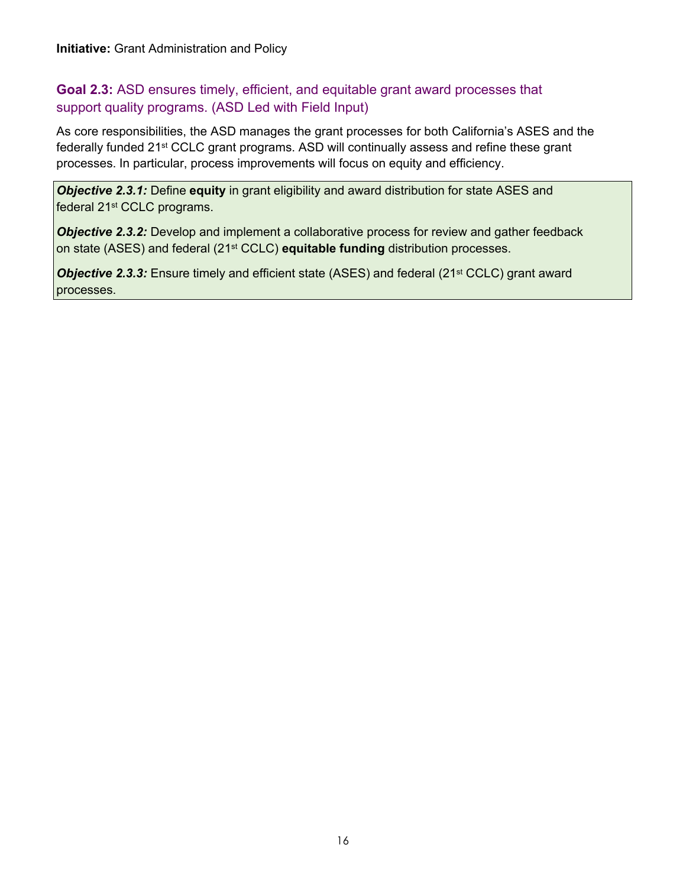**Initiative:** Grant Administration and Policy

### **Goal 2.3:** ASD ensures timely, efficient, and equitable grant award processes that support quality programs. (ASD Led with Field Input)

As core responsibilities, the ASD manages the grant processes for both California's ASES and the federally funded 21st CCLC grant programs. ASD will continually assess and refine these grant processes. In particular, process improvements will focus on equity and efficiency.

***Objective 2.3.1:*** Define **equity** in grant eligibility and award distribution for state ASES and federal 21st CCLC programs.

***Objective 2.3.2:*** Develop and implement a collaborative process for review and gather feedback on state (ASES) and federal (21st CCLC) **equitable funding** distribution processes.

***Objective 2.3.3:*** Ensure timely and efficient state (ASES) and federal (21st CCLC) grant award processes.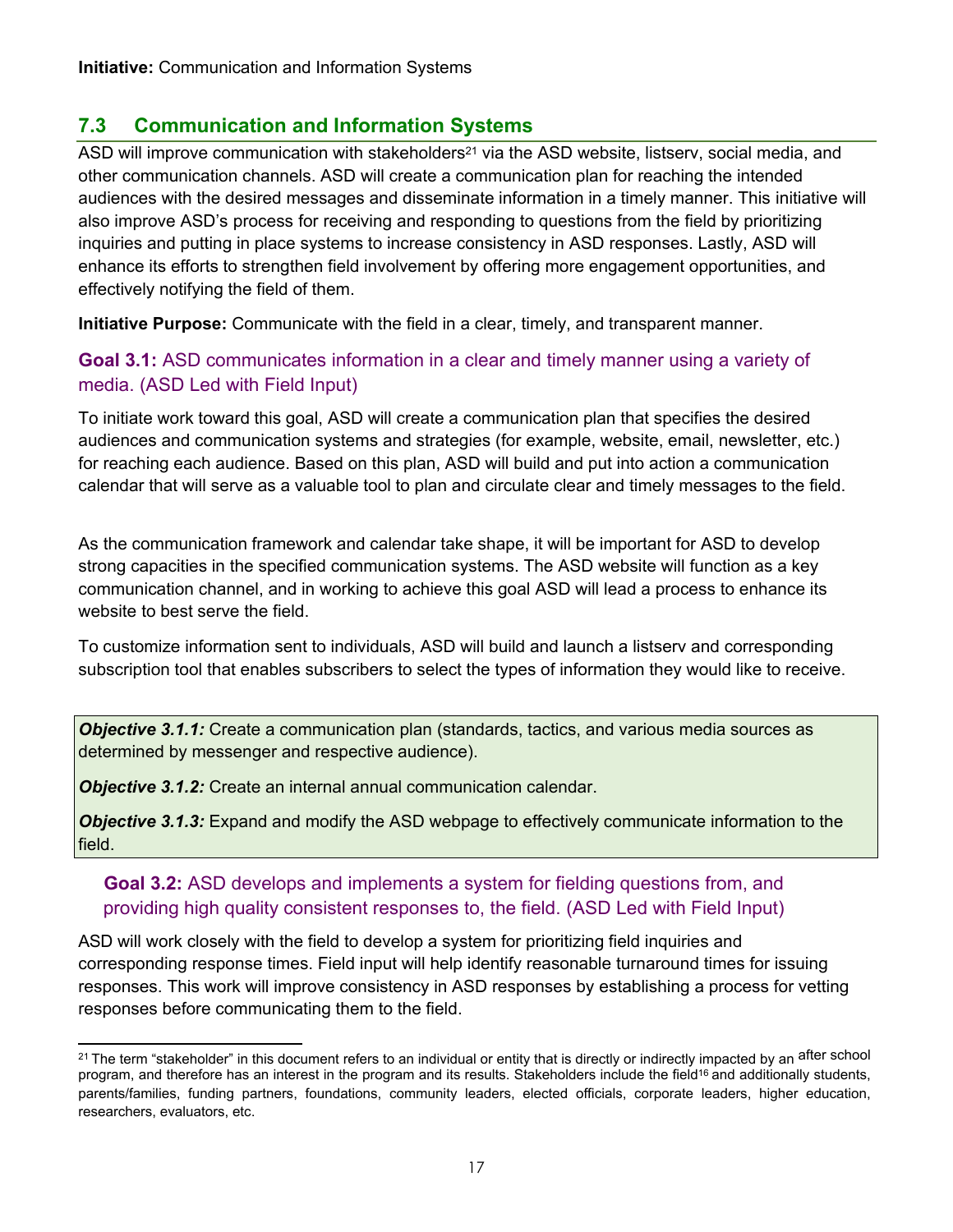**Initiative:** Communication and Information Systems

## 7.3 Communication and Information Systems

ASD will improve communication with stakeholders[21] via the ASD website, listserv, social media, and other communication channels. ASD will create a communication plan for reaching the intended audiences with the desired messages and disseminate information in a timely manner. This initiative will also improve ASD's process for receiving and responding to questions from the field by prioritizing inquiries and putting in place systems to increase consistency in ASD responses. Lastly, ASD will enhance its efforts to strengthen field involvement by offering more engagement opportunities, and effectively notifying the field of them.

**Initiative Purpose:** Communicate with the field in a clear, timely, and transparent manner.

### **Goal 3.1:** ASD communicates information in a clear and timely manner using a variety of media. (ASD Led with Field Input)

To initiate work toward this goal, ASD will create a communication plan that specifies the desired audiences and communication systems and strategies (for example, website, email, newsletter, etc.) for reaching each audience. Based on this plan, ASD will build and put into action a communication calendar that will serve as a valuable tool to plan and circulate clear and timely messages to the field.

As the communication framework and calendar take shape, it will be important for ASD to develop strong capacities in the specified communication systems. The ASD website will function as a key communication channel, and in working to achieve this goal ASD will lead a process to enhance its website to best serve the field.

To customize information sent to individuals, ASD will build and launch a listserv and corresponding subscription tool that enables subscribers to select the types of information they would like to receive.

***Objective 3.1.1:*** Create a communication plan (standards, tactics, and various media sources as determined by messenger and respective audience).

***Objective 3.1.2:*** Create an internal annual communication calendar.

***Objective 3.1.3:*** Expand and modify the ASD webpage to effectively communicate information to the field.

### **Goal 3.2:** ASD develops and implements a system for fielding questions from, and providing high quality consistent responses to, the field. (ASD Led with Field Input)

ASD will work closely with the field to develop a system for prioritizing field inquiries and corresponding response times. Field input will help identify reasonable turnaround times for issuing responses. This work will improve consistency in ASD responses by establishing a process for vetting responses before communicating them to the field.

---

[21] The term "stakeholder" in this document refers to an individual or entity that is directly or indirectly impacted by an after school program, and therefore has an interest in the program and its results. Stakeholders include the field[16] and additionally students, parents/families, funding partners, foundations, community leaders, elected officials, corporate leaders, higher education, researchers, evaluators, etc.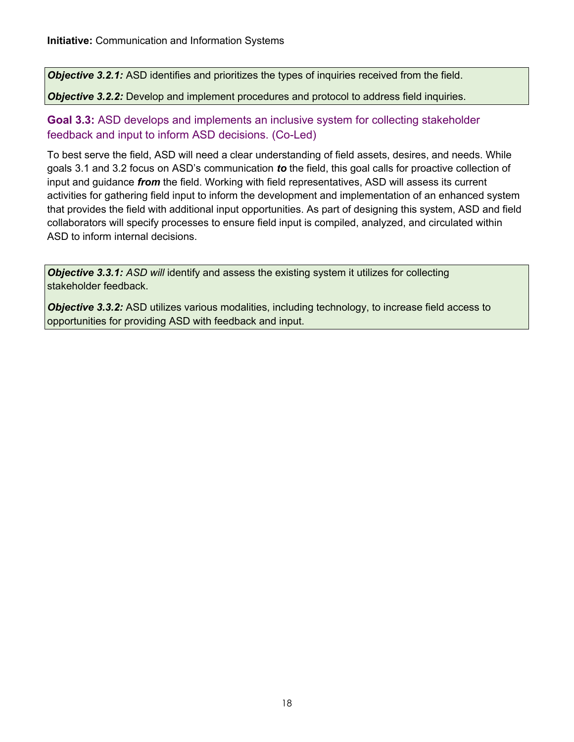**Initiative:** Communication and Information Systems

***Objective 3.2.1:*** ASD identifies and prioritizes the types of inquiries received from the field.

***Objective 3.2.2:*** Develop and implement procedures and protocol to address field inquiries.

### **Goal 3.3:** ASD develops and implements an inclusive system for collecting stakeholder feedback and input to inform ASD decisions. (Co-Led)

To best serve the field, ASD will need a clear understanding of field assets, desires, and needs. While goals 3.1 and 3.2 focus on ASD's communication ***to*** the field, this goal calls for proactive collection of input and guidance ***from*** the field. Working with field representatives, ASD will assess its current activities for gathering field input to inform the development and implementation of an enhanced system that provides the field with additional input opportunities. As part of designing this system, ASD and field collaborators will specify processes to ensure field input is compiled, analyzed, and circulated within ASD to inform internal decisions.

***Objective 3.3.1:*** *ASD will* identify and assess the existing system it utilizes for collecting stakeholder feedback.

***Objective 3.3.2:*** ASD utilizes various modalities, including technology, to increase field access to opportunities for providing ASD with feedback and input.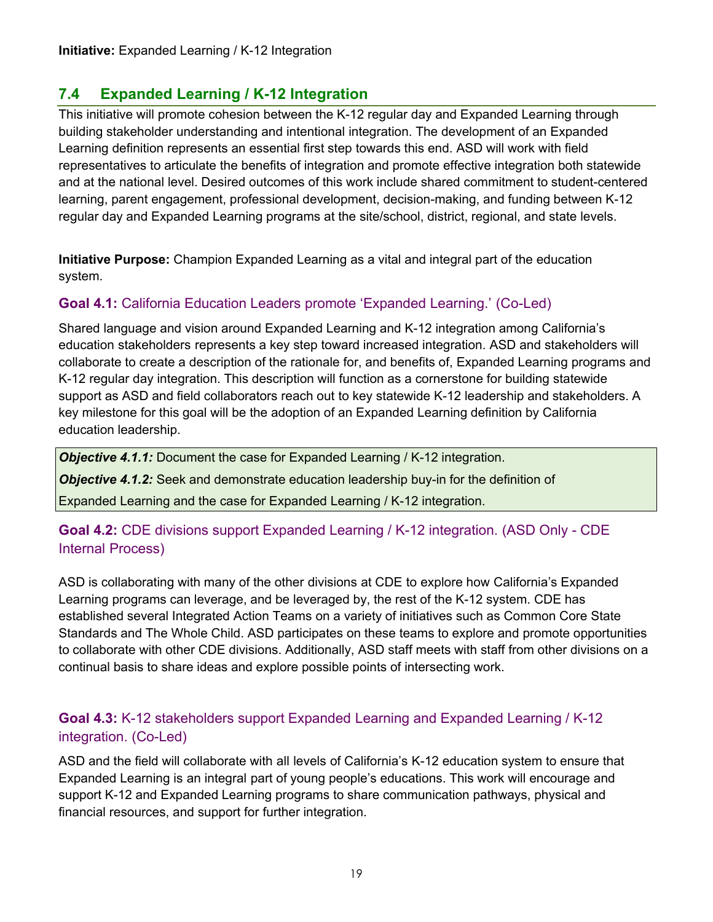**Initiative:** Expanded Learning / K-12 Integration

## 7.4 Expanded Learning / K-12 Integration

This initiative will promote cohesion between the K-12 regular day and Expanded Learning through building stakeholder understanding and intentional integration. The development of an Expanded Learning definition represents an essential first step towards this end. ASD will work with field representatives to articulate the benefits of integration and promote effective integration both statewide and at the national level. Desired outcomes of this work include shared commitment to student-centered learning, parent engagement, professional development, decision-making, and funding between K-12 regular day and Expanded Learning programs at the site/school, district, regional, and state levels.

**Initiative Purpose:** Champion Expanded Learning as a vital and integral part of the education system.

### **Goal 4.1:** California Education Leaders promote 'Expanded Learning.' (Co-Led)

Shared language and vision around Expanded Learning and K-12 integration among California's education stakeholders represents a key step toward increased integration. ASD and stakeholders will collaborate to create a description of the rationale for, and benefits of, Expanded Learning programs and K-12 regular day integration. This description will function as a cornerstone for building statewide support as ASD and field collaborators reach out to key statewide K-12 leadership and stakeholders. A key milestone for this goal will be the adoption of an Expanded Learning definition by California education leadership.

***Objective 4.1.1:*** Document the case for Expanded Learning / K-12 integration.

***Objective 4.1.2:*** Seek and demonstrate education leadership buy-in for the definition of Expanded Learning and the case for Expanded Learning / K-12 integration.

### **Goal 4.2:** CDE divisions support Expanded Learning / K-12 integration. (ASD Only - CDE Internal Process)

ASD is collaborating with many of the other divisions at CDE to explore how California's Expanded Learning programs can leverage, and be leveraged by, the rest of the K-12 system. CDE has established several Integrated Action Teams on a variety of initiatives such as Common Core State Standards and The Whole Child. ASD participates on these teams to explore and promote opportunities to collaborate with other CDE divisions. Additionally, ASD staff meets with staff from other divisions on a continual basis to share ideas and explore possible points of intersecting work.

### **Goal 4.3:** K-12 stakeholders support Expanded Learning and Expanded Learning / K-12 integration. (Co-Led)

ASD and the field will collaborate with all levels of California's K-12 education system to ensure that Expanded Learning is an integral part of young people's educations. This work will encourage and support K-12 and Expanded Learning programs to share communication pathways, physical and financial resources, and support for further integration.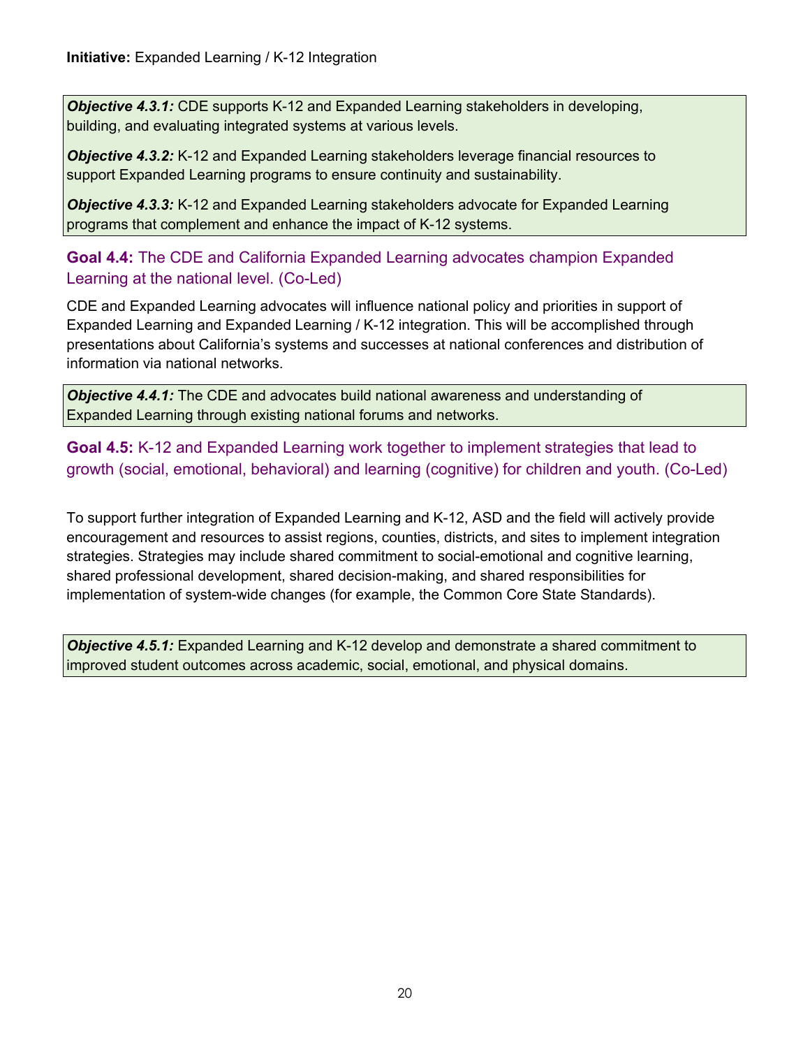**Initiative:** Expanded Learning / K-12 Integration

***Objective 4.3.1:*** CDE supports K-12 and Expanded Learning stakeholders in developing, building, and evaluating integrated systems at various levels.

***Objective 4.3.2:*** K-12 and Expanded Learning stakeholders leverage financial resources to support Expanded Learning programs to ensure continuity and sustainability.

***Objective 4.3.3:*** K-12 and Expanded Learning stakeholders advocate for Expanded Learning programs that complement and enhance the impact of K-12 systems.

### **Goal 4.4:** The CDE and California Expanded Learning advocates champion Expanded Learning at the national level. (Co-Led)

CDE and Expanded Learning advocates will influence national policy and priorities in support of Expanded Learning and Expanded Learning / K-12 integration. This will be accomplished through presentations about California's systems and successes at national conferences and distribution of information via national networks.

***Objective 4.4.1:*** The CDE and advocates build national awareness and understanding of Expanded Learning through existing national forums and networks.

### **Goal 4.5:** K-12 and Expanded Learning work together to implement strategies that lead to growth (social, emotional, behavioral) and learning (cognitive) for children and youth. (Co-Led)

To support further integration of Expanded Learning and K-12, ASD and the field will actively provide encouragement and resources to assist regions, counties, districts, and sites to implement integration strategies. Strategies may include shared commitment to social-emotional and cognitive learning, shared professional development, shared decision-making, and shared responsibilities for implementation of system-wide changes (for example, the Common Core State Standards).

***Objective 4.5.1:*** Expanded Learning and K-12 develop and demonstrate a shared commitment to improved student outcomes across academic, social, emotional, and physical domains.